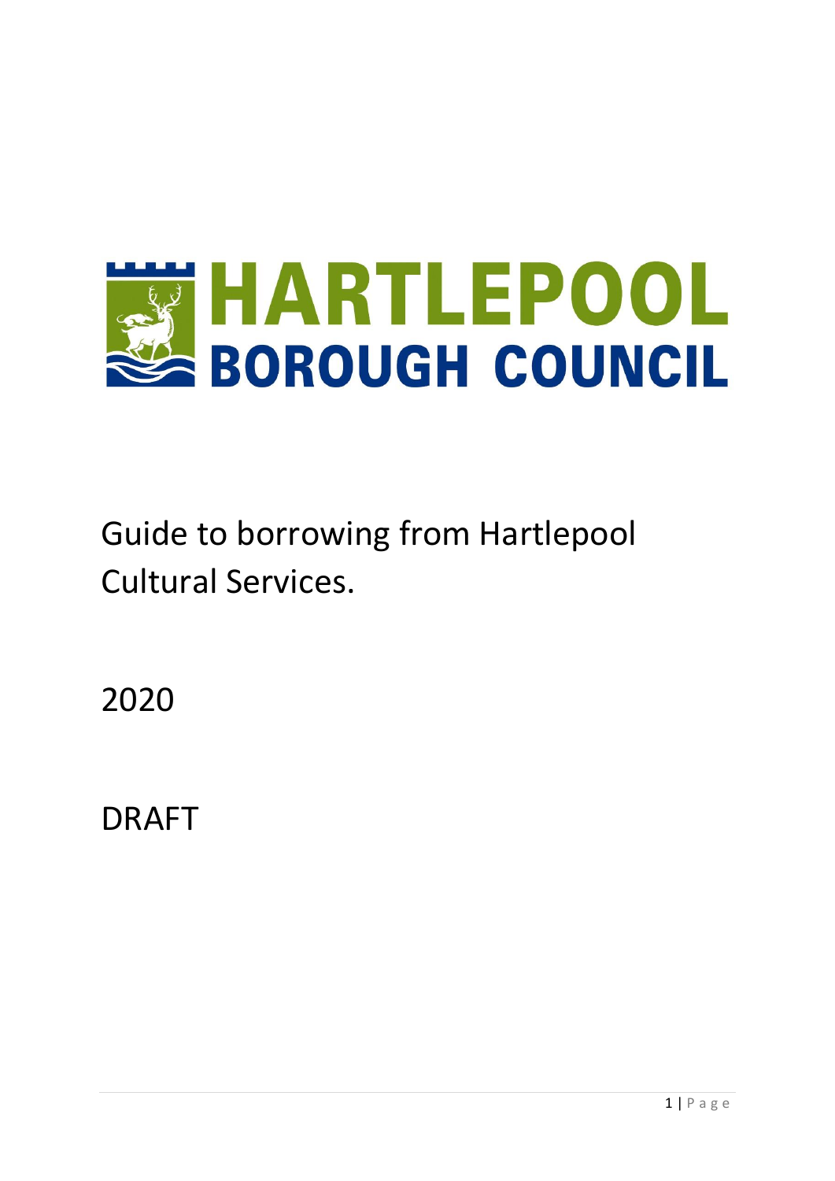# HARTLEPOOL BOROUGH COUNCIL

Guide to borrowing from Hartlepool Cultural Services.

2020

DRAFT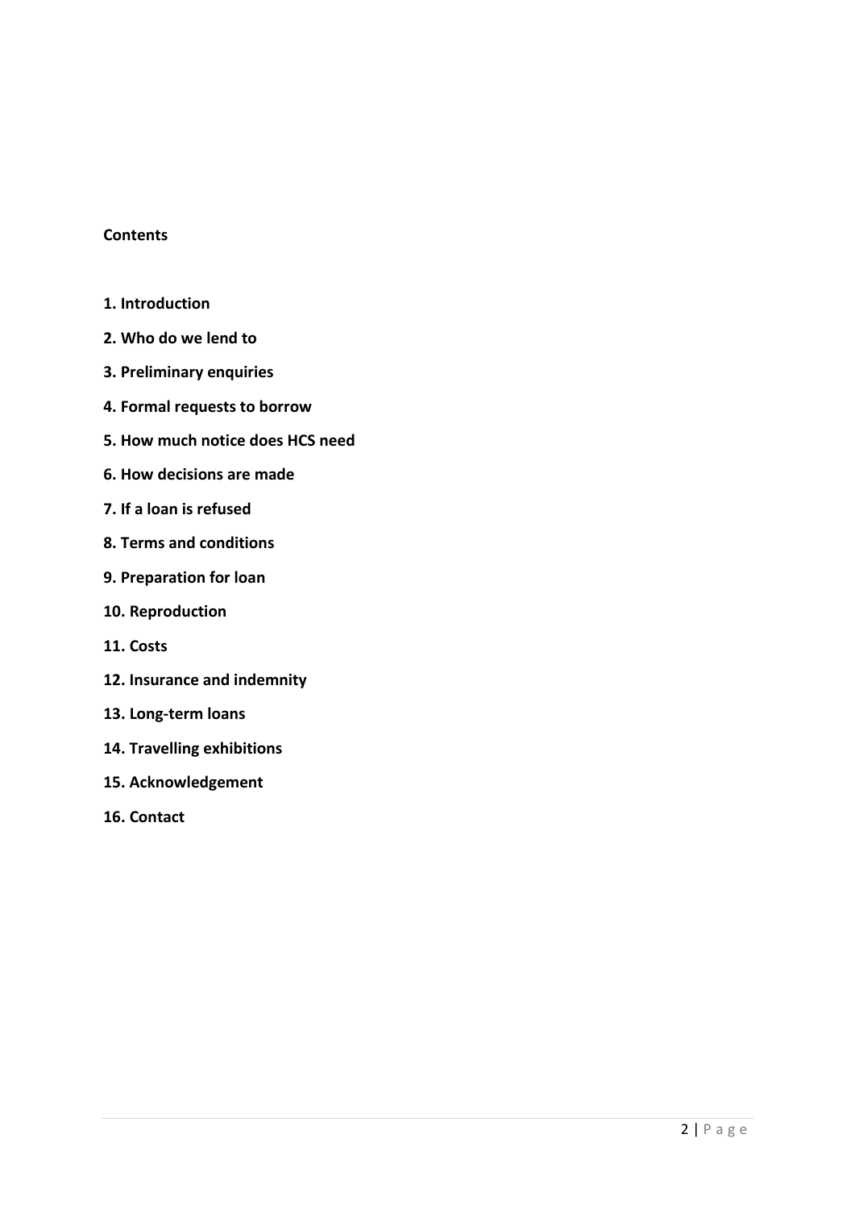**Contents**

**1. Introduction**

**2. Who do we lend to**

**3. Preliminary enquiries**

**4. Formal requests to borrow**

**5. How much notice does HCS need**

**6. How decisions are made**

**7. If a loan is refused**

**8. Terms and conditions**

**9. Preparation for loan**

**10. Reproduction**

**11. Costs**

**12. Insurance and indemnity**

**13. Long-term loans**

**14. Travelling exhibitions**

**15. Acknowledgement**

**16. Contact**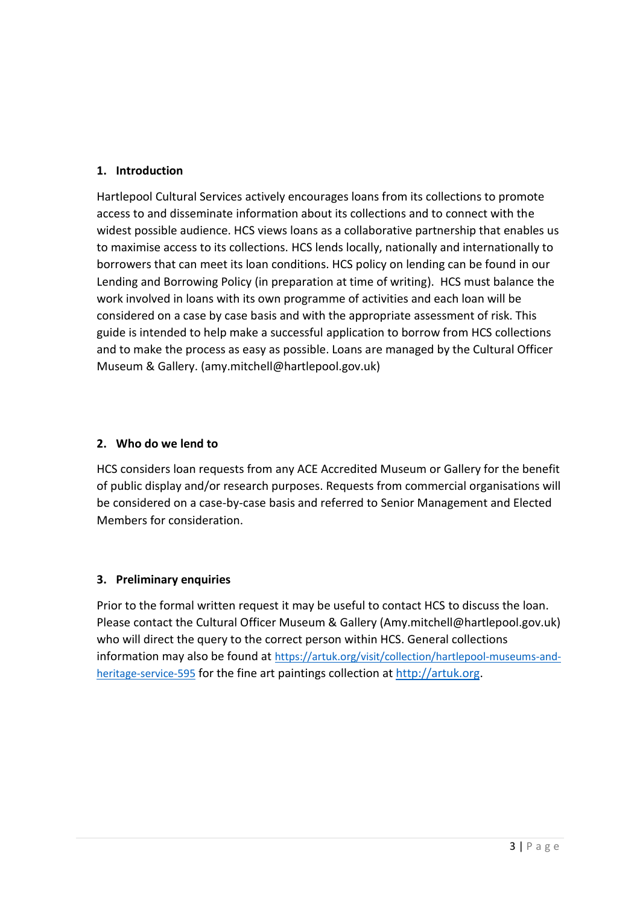## 1. Introduction

Hartlepool Cultural Services actively encourages loans from its collections to promote access to and disseminate information about its collections and to connect with the widest possible audience. HCS views loans as a collaborative partnership that enables us to maximise access to its collections. HCS lends locally, nationally and internationally to borrowers that can meet its loan conditions. HCS policy on lending can be found in our Lending and Borrowing Policy (in preparation at time of writing). HCS must balance the work involved in loans with its own programme of activities and each loan will be considered on a case by case basis and with the appropriate assessment of risk. This guide is intended to help make a successful application to borrow from HCS collections and to make the process as easy as possible. Loans are managed by the Cultural Officer Museum & Gallery. (amy.mitchell@hartlepool.gov.uk)

## 2. Who do we lend to

HCS considers loan requests from any ACE Accredited Museum or Gallery for the benefit of public display and/or research purposes. Requests from commercial organisations will be considered on a case-by-case basis and referred to Senior Management and Elected Members for consideration.

## 3. Preliminary enquiries

Prior to the formal written request it may be useful to contact HCS to discuss the loan. Please contact the Cultural Officer Museum & Gallery (Amy.mitchell@hartlepool.gov.uk) who will direct the query to the correct person within HCS. General collections information may also be found at [https://artuk.org/visit/collection/hartlepool-museums-and-heritage-service-595](https://artuk.org/visit/collection/hartlepool-museums-and-heritage-service-595) for the fine art paintings collection at [http://artuk.org](http://artuk.org).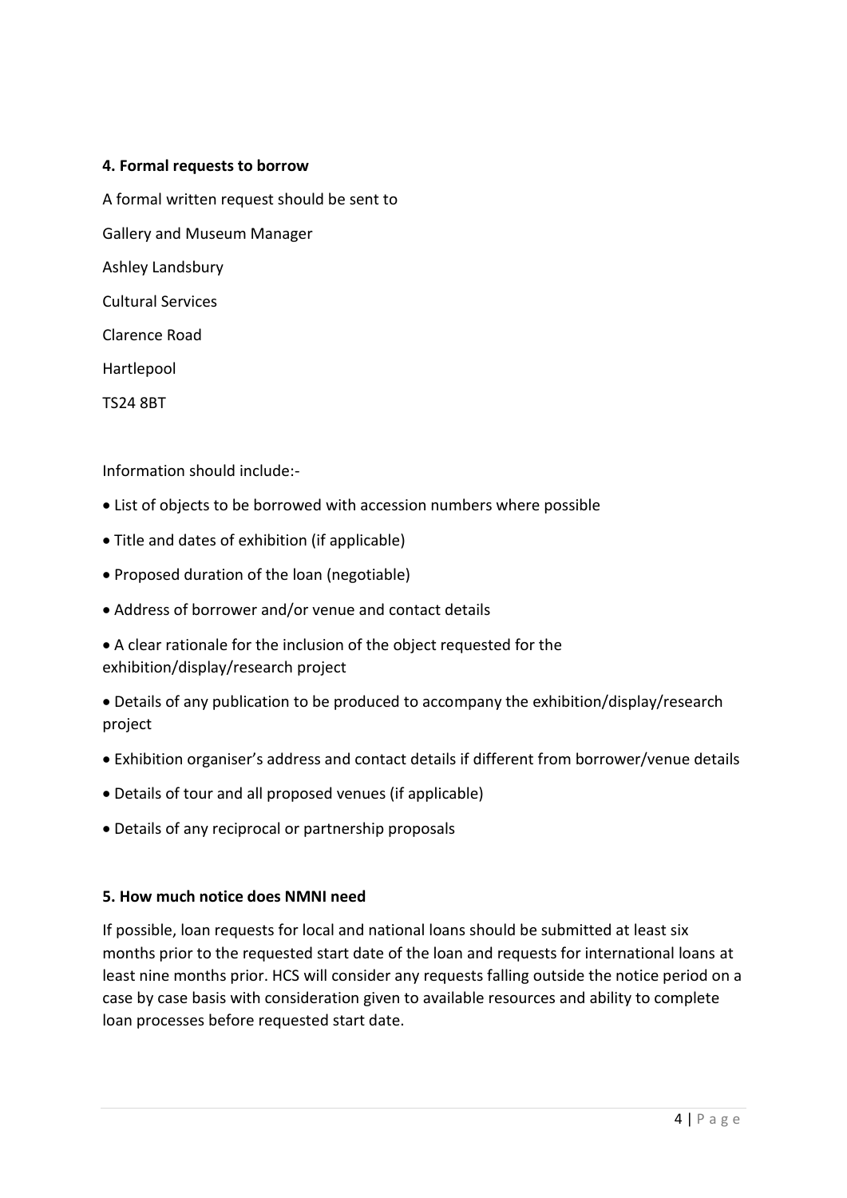**4. Formal requests to borrow**

A formal written request should be sent to

Gallery and Museum Manager

Ashley Landsbury

Cultural Services

Clarence Road

Hartlepool

TS24 8BT

Information should include:-

- List of objects to be borrowed with accession numbers where possible
- Title and dates of exhibition (if applicable)
- Proposed duration of the loan (negotiable)
- Address of borrower and/or venue and contact details
- A clear rationale for the inclusion of the object requested for the exhibition/display/research project
- Details of any publication to be produced to accompany the exhibition/display/research project
- Exhibition organiser's address and contact details if different from borrower/venue details
- Details of tour and all proposed venues (if applicable)
- Details of any reciprocal or partnership proposals

**5. How much notice does NMNI need**

If possible, loan requests for local and national loans should be submitted at least six months prior to the requested start date of the loan and requests for international loans at least nine months prior. HCS will consider any requests falling outside the notice period on a case by case basis with consideration given to available resources and ability to complete loan processes before requested start date.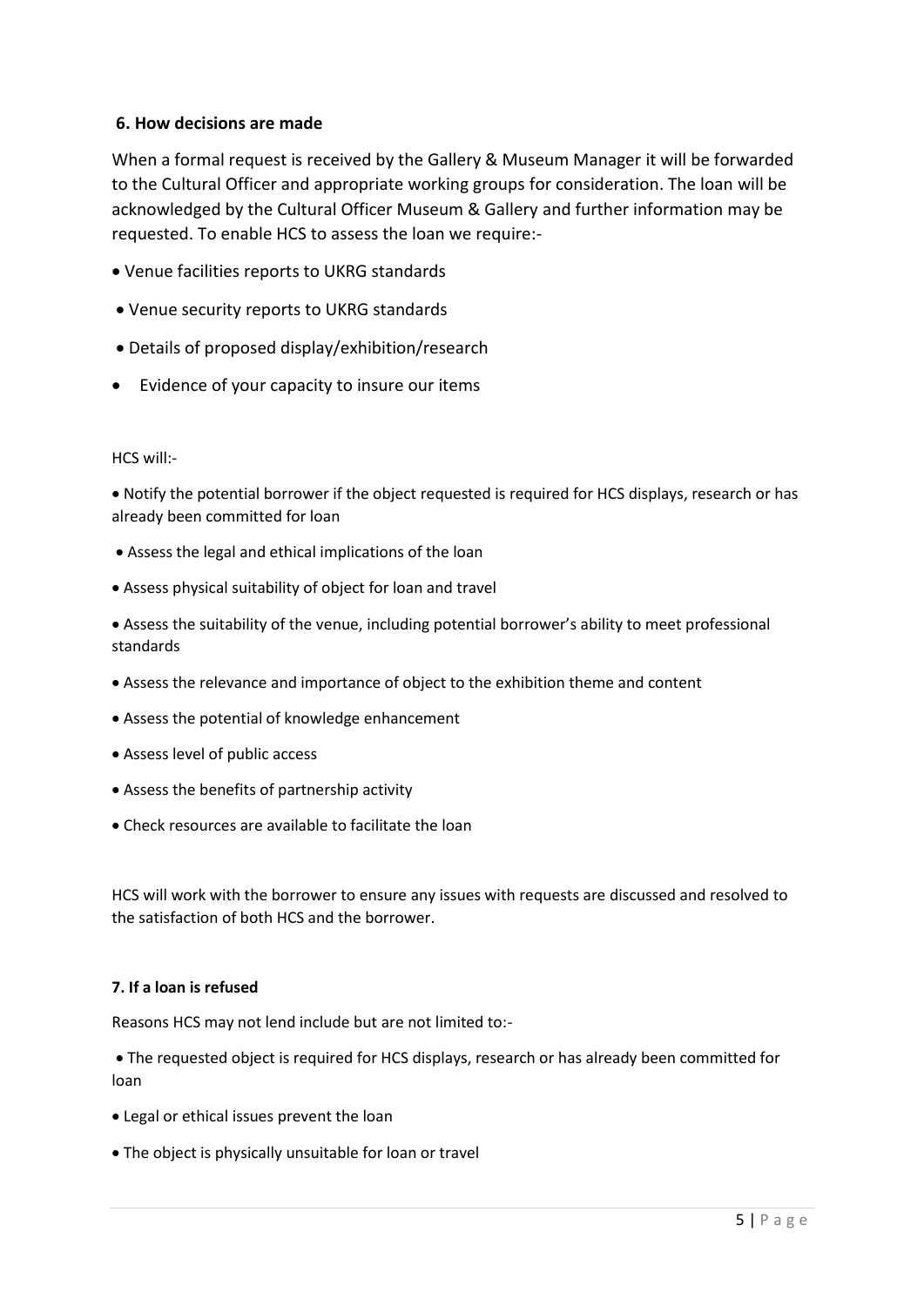## 6. How decisions are made

When a formal request is received by the Gallery & Museum Manager it will be forwarded to the Cultural Officer and appropriate working groups for consideration. The loan will be acknowledged by the Cultural Officer Museum & Gallery and further information may be requested. To enable HCS to assess the loan we require:-

- Venue facilities reports to UKRG standards
- Venue security reports to UKRG standards
- Details of proposed display/exhibition/research
- Evidence of your capacity to insure our items

HCS will:-

- Notify the potential borrower if the object requested is required for HCS displays, research or has already been committed for loan
- Assess the legal and ethical implications of the loan
- Assess physical suitability of object for loan and travel
- Assess the suitability of the venue, including potential borrower's ability to meet professional standards
- Assess the relevance and importance of object to the exhibition theme and content
- Assess the potential of knowledge enhancement
- Assess level of public access
- Assess the benefits of partnership activity
- Check resources are available to facilitate the loan

HCS will work with the borrower to ensure any issues with requests are discussed and resolved to the satisfaction of both HCS and the borrower.

## 7. If a loan is refused

Reasons HCS may not lend include but are not limited to:-

- The requested object is required for HCS displays, research or has already been committed for loan
- Legal or ethical issues prevent the loan
- The object is physically unsuitable for loan or travel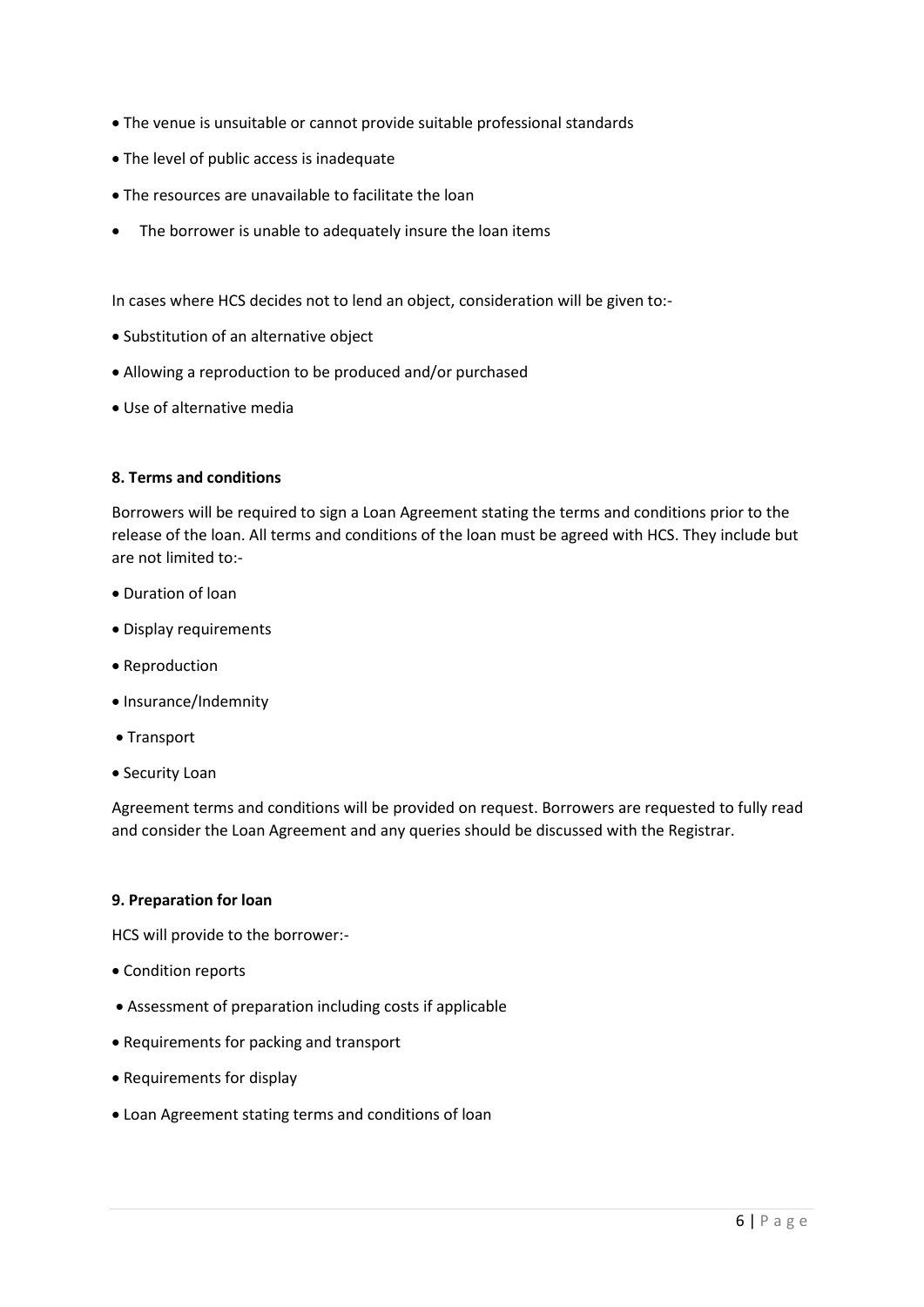- The venue is unsuitable or cannot provide suitable professional standards
- The level of public access is inadequate
- The resources are unavailable to facilitate the loan
- The borrower is unable to adequately insure the loan items

In cases where HCS decides not to lend an object, consideration will be given to:-

- Substitution of an alternative object
- Allowing a reproduction to be produced and/or purchased
- Use of alternative media

**8. Terms and conditions**

Borrowers will be required to sign a Loan Agreement stating the terms and conditions prior to the release of the loan. All terms and conditions of the loan must be agreed with HCS. They include but are not limited to:-

- Duration of loan
- Display requirements
- Reproduction
- Insurance/Indemnity
- Transport
- Security Loan

Agreement terms and conditions will be provided on request. Borrowers are requested to fully read and consider the Loan Agreement and any queries should be discussed with the Registrar.

**9. Preparation for loan**

HCS will provide to the borrower:-

- Condition reports
- Assessment of preparation including costs if applicable
- Requirements for packing and transport
- Requirements for display
- Loan Agreement stating terms and conditions of loan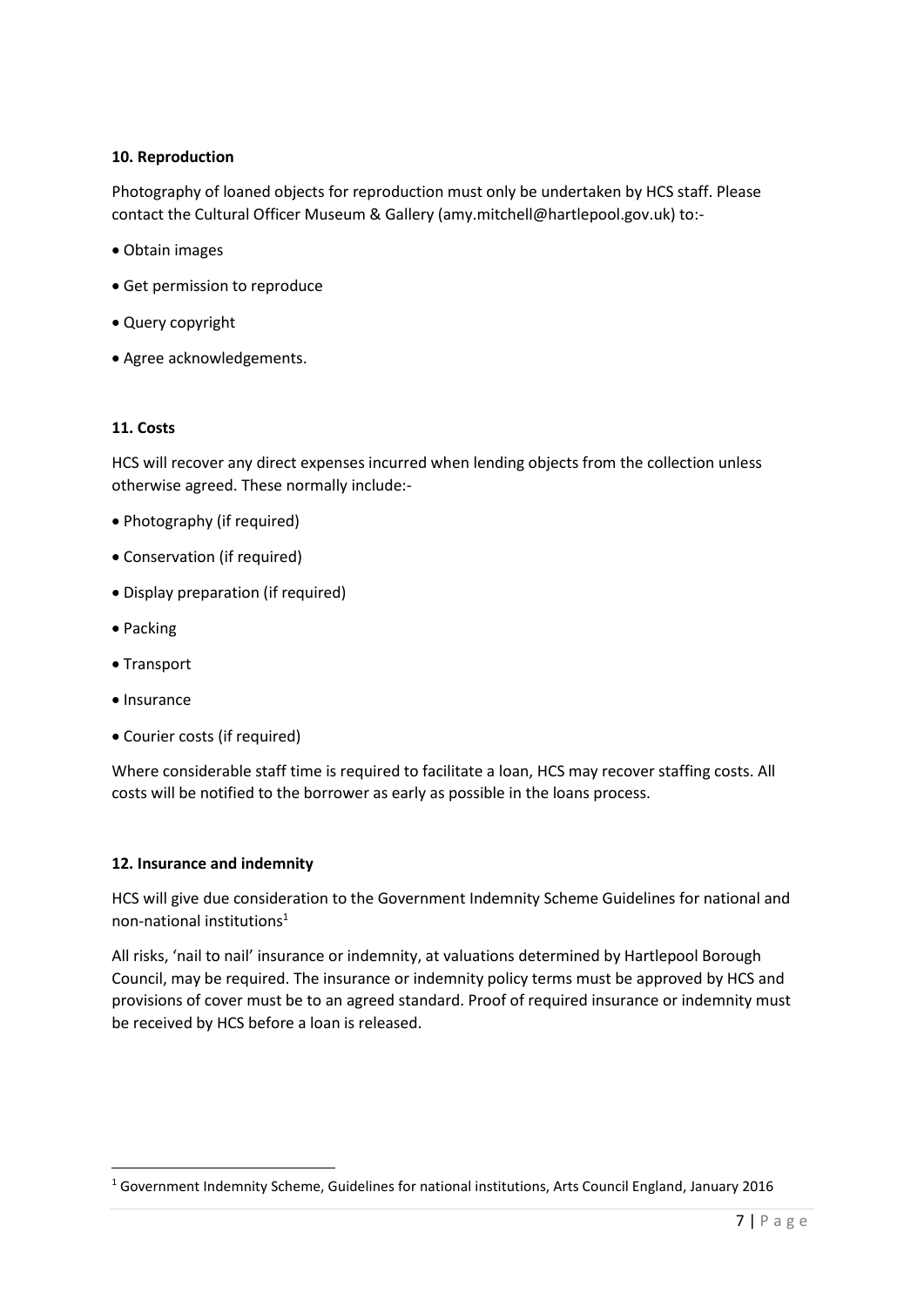### 10. Reproduction

Photography of loaned objects for reproduction must only be undertaken by HCS staff. Please contact the Cultural Officer Museum & Gallery (amy.mitchell@hartlepool.gov.uk) to:-

- Obtain images
- Get permission to reproduce
- Query copyright
- Agree acknowledgements.

### 11. Costs

HCS will recover any direct expenses incurred when lending objects from the collection unless otherwise agreed. These normally include:-

- Photography (if required)
- Conservation (if required)
- Display preparation (if required)
- Packing
- Transport
- Insurance
- Courier costs (if required)

Where considerable staff time is required to facilitate a loan, HCS may recover staffing costs. All costs will be notified to the borrower as early as possible in the loans process.

### 12. Insurance and indemnity

HCS will give due consideration to the Government Indemnity Scheme Guidelines for national and non-national institutions[1]

All risks, 'nail to nail' insurance or indemnity, at valuations determined by Hartlepool Borough Council, may be required. The insurance or indemnity policy terms must be approved by HCS and provisions of cover must be to an agreed standard. Proof of required insurance or indemnity must be received by HCS before a loan is released.

---

[1] Government Indemnity Scheme, Guidelines for national institutions, Arts Council England, January 2016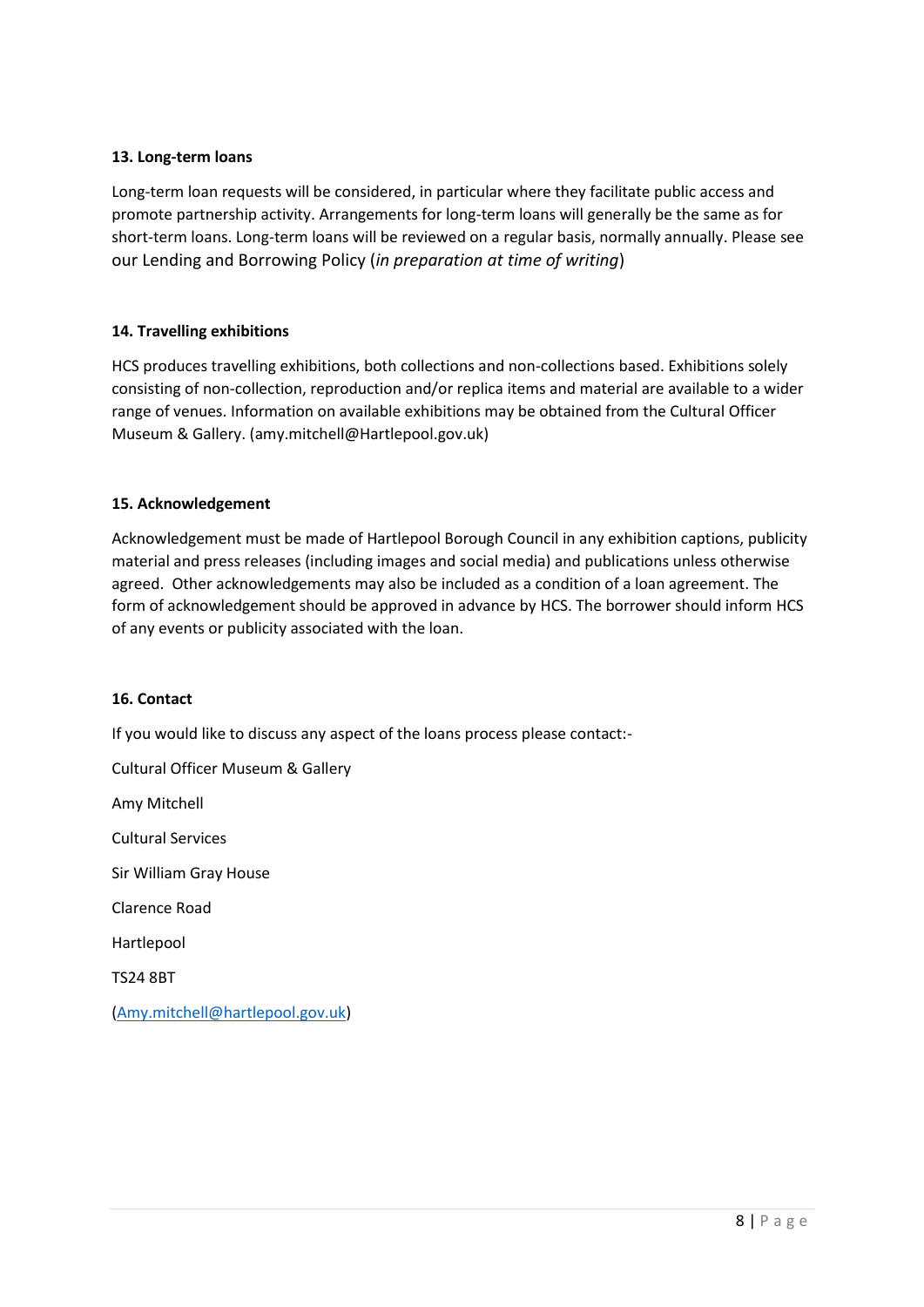**13. Long-term loans**

Long-term loan requests will be considered, in particular where they facilitate public access and promote partnership activity. Arrangements for long-term loans will generally be the same as for short-term loans. Long-term loans will be reviewed on a regular basis, normally annually. Please see our Lending and Borrowing Policy (*in preparation at time of writing*)

**14. Travelling exhibitions**

HCS produces travelling exhibitions, both collections and non-collections based. Exhibitions solely consisting of non-collection, reproduction and/or replica items and material are available to a wider range of venues. Information on available exhibitions may be obtained from the Cultural Officer Museum & Gallery. (amy.mitchell@Hartlepool.gov.uk)

**15. Acknowledgement**

Acknowledgement must be made of Hartlepool Borough Council in any exhibition captions, publicity material and press releases (including images and social media) and publications unless otherwise agreed. Other acknowledgements may also be included as a condition of a loan agreement. The form of acknowledgement should be approved in advance by HCS. The borrower should inform HCS of any events or publicity associated with the loan.

**16. Contact**

If you would like to discuss any aspect of the loans process please contact:-

Cultural Officer Museum & Gallery

Amy Mitchell

Cultural Services

Sir William Gray House

Clarence Road

Hartlepool

TS24 8BT

(Amy.mitchell@hartlepool.gov.uk)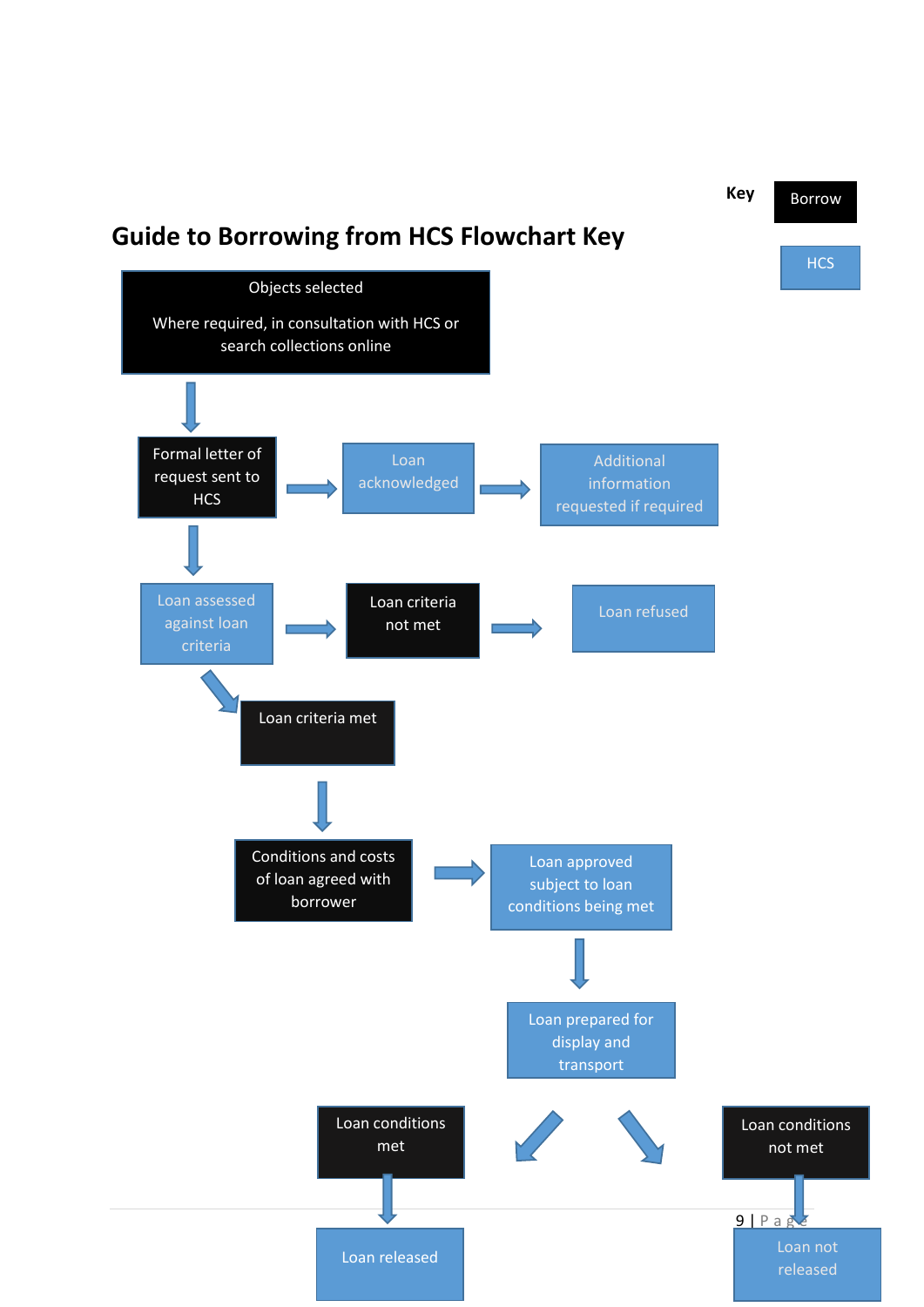## Guide to Borrowing from HCS Flowchart Key

Key

Borrow

HCS

Objects selected

Where required, in consultation with HCS or search collections online

Formal letter of request sent to HCS

Loan acknowledged

Additional information requested if required

Loan assessed against loan criteria

Loan criteria not met

Loan refused

Loan criteria met

Conditions and costs of loan agreed with borrower

Loan approved subject to loan conditions being met

Loan prepared for display and transport

Loan conditions met

Loan conditions not met

Loan released

Loan not released